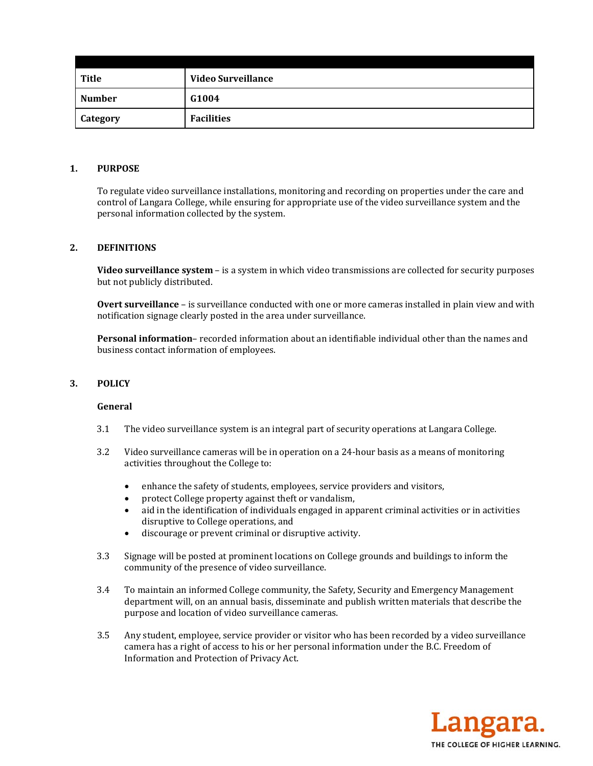| Title | Video Surveillance |
|---|---|
| Number | G1004 |
| Category | Facilities |

## 1. PURPOSE

To regulate video surveillance installations, monitoring and recording on properties under the care and control of Langara College, while ensuring for appropriate use of the video surveillance system and the personal information collected by the system.

## 2. DEFINITIONS

**Video surveillance system** – is a system in which video transmissions are collected for security purposes but not publicly distributed.

**Overt surveillance** – is surveillance conducted with one or more cameras installed in plain view and with notification signage clearly posted in the area under surveillance.

**Personal information**– recorded information about an identifiable individual other than the names and business contact information of employees.

## 3. POLICY

### General

3.1 The video surveillance system is an integral part of security operations at Langara College.

3.2 Video surveillance cameras will be in operation on a 24-hour basis as a means of monitoring activities throughout the College to:

- enhance the safety of students, employees, service providers and visitors,
- protect College property against theft or vandalism,
- aid in the identification of individuals engaged in apparent criminal activities or in activities disruptive to College operations, and
- discourage or prevent criminal or disruptive activity.

3.3 Signage will be posted at prominent locations on College grounds and buildings to inform the community of the presence of video surveillance.

3.4 To maintain an informed College community, the Safety, Security and Emergency Management department will, on an annual basis, disseminate and publish written materials that describe the purpose and location of video surveillance cameras.

3.5 Any student, employee, service provider or visitor who has been recorded by a video surveillance camera has a right of access to his or her personal information under the B.C. Freedom of Information and Protection of Privacy Act.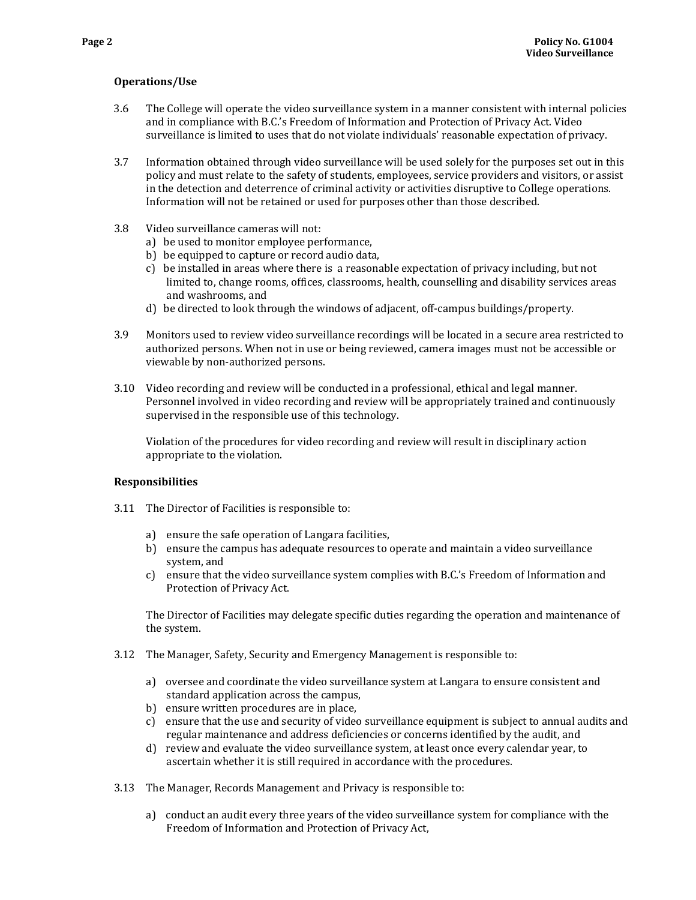**Operations/Use**

3.6 The College will operate the video surveillance system in a manner consistent with internal policies and in compliance with B.C.'s Freedom of Information and Protection of Privacy Act. Video surveillance is limited to uses that do not violate individuals' reasonable expectation of privacy.

3.7 Information obtained through video surveillance will be used solely for the purposes set out in this policy and must relate to the safety of students, employees, service providers and visitors, or assist in the detection and deterrence of criminal activity or activities disruptive to College operations. Information will not be retained or used for purposes other than those described.

3.8 Video surveillance cameras will not:

a) be used to monitor employee performance,
b) be equipped to capture or record audio data,
c) be installed in areas where there is a reasonable expectation of privacy including, but not limited to, change rooms, offices, classrooms, health, counselling and disability services areas and washrooms, and
d) be directed to look through the windows of adjacent, off-campus buildings/property.

3.9 Monitors used to review video surveillance recordings will be located in a secure area restricted to authorized persons. When not in use or being reviewed, camera images must not be accessible or viewable by non-authorized persons.

3.10 Video recording and review will be conducted in a professional, ethical and legal manner. Personnel involved in video recording and review will be appropriately trained and continuously supervised in the responsible use of this technology.

Violation of the procedures for video recording and review will result in disciplinary action appropriate to the violation.

**Responsibilities**

3.11 The Director of Facilities is responsible to:

a) ensure the safe operation of Langara facilities,
b) ensure the campus has adequate resources to operate and maintain a video surveillance system, and
c) ensure that the video surveillance system complies with B.C.'s Freedom of Information and Protection of Privacy Act.

The Director of Facilities may delegate specific duties regarding the operation and maintenance of the system.

3.12 The Manager, Safety, Security and Emergency Management is responsible to:

a) oversee and coordinate the video surveillance system at Langara to ensure consistent and standard application across the campus,
b) ensure written procedures are in place,
c) ensure that the use and security of video surveillance equipment is subject to annual audits and regular maintenance and address deficiencies or concerns identified by the audit, and
d) review and evaluate the video surveillance system, at least once every calendar year, to ascertain whether it is still required in accordance with the procedures.

3.13 The Manager, Records Management and Privacy is responsible to:

a) conduct an audit every three years of the video surveillance system for compliance with the Freedom of Information and Protection of Privacy Act,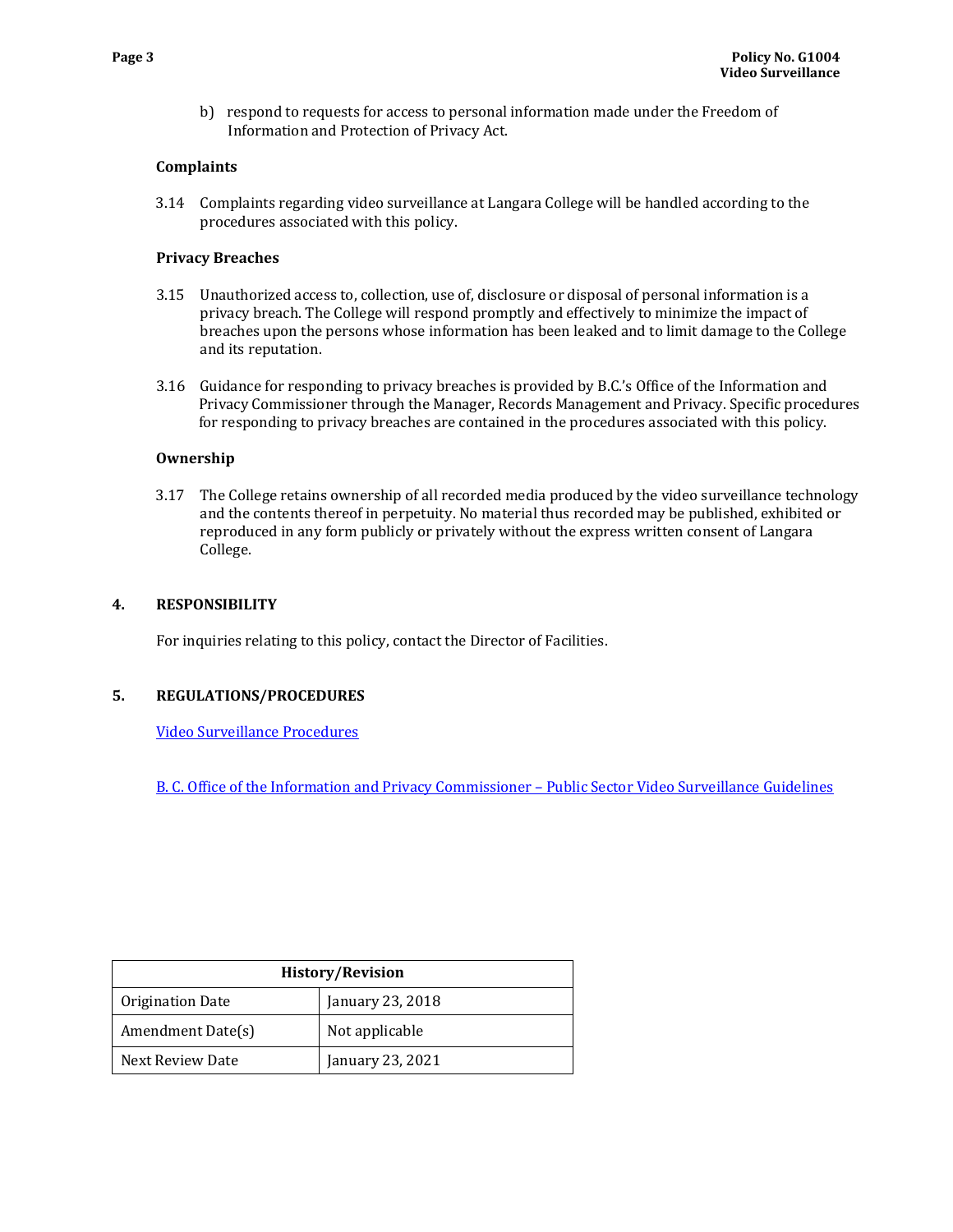b) respond to requests for access to personal information made under the Freedom of Information and Protection of Privacy Act.

**Complaints**

3.14 Complaints regarding video surveillance at Langara College will be handled according to the procedures associated with this policy.

**Privacy Breaches**

3.15 Unauthorized access to, collection, use of, disclosure or disposal of personal information is a privacy breach. The College will respond promptly and effectively to minimize the impact of breaches upon the persons whose information has been leaked and to limit damage to the College and its reputation.

3.16 Guidance for responding to privacy breaches is provided by B.C.'s Office of the Information and Privacy Commissioner through the Manager, Records Management and Privacy. Specific procedures for responding to privacy breaches are contained in the procedures associated with this policy.

**Ownership**

3.17 The College retains ownership of all recorded media produced by the video surveillance technology and the contents thereof in perpetuity. No material thus recorded may be published, exhibited or reproduced in any form publicly or privately without the express written consent of Langara College.

## 4. RESPONSIBILITY

For inquiries relating to this policy, contact the Director of Facilities.

## 5. REGULATIONS/PROCEDURES

Video Surveillance Procedures

B. C. Office of the Information and Privacy Commissioner – Public Sector Video Surveillance Guidelines

| History/Revision | |
|---|---|
| Origination Date | January 23, 2018 |
| Amendment Date(s) | Not applicable |
| Next Review Date | January 23, 2021 |